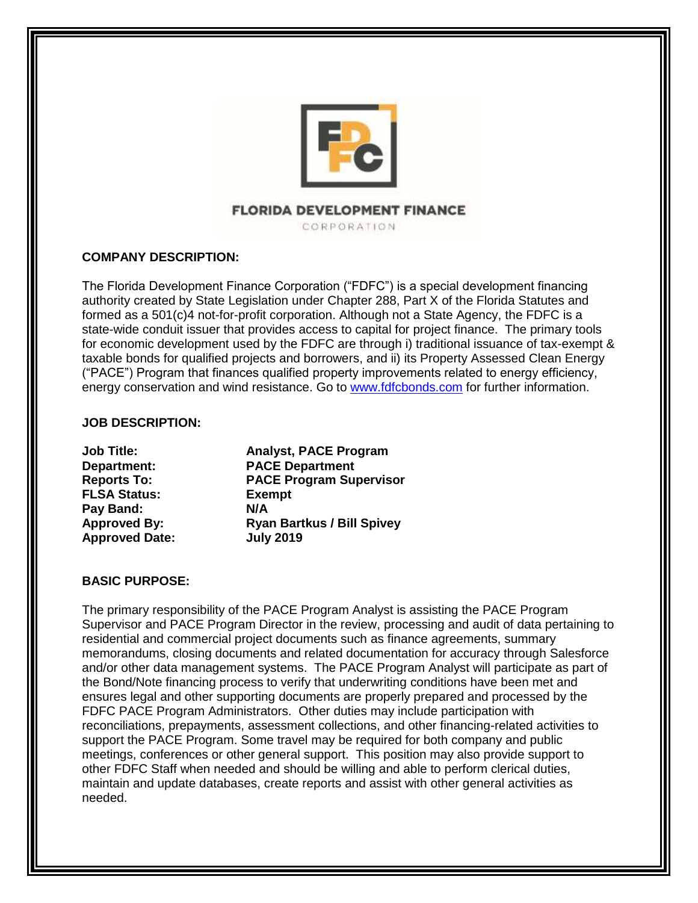FLORIDA DEVELOPMENT FINANCE CORPORATION

**COMPANY DESCRIPTION:**

The Florida Development Finance Corporation ("FDFC") is a special development financing authority created by State Legislation under Chapter 288, Part X of the Florida Statutes and formed as a 501(c)4 not-for-profit corporation. Although not a State Agency, the FDFC is a state-wide conduit issuer that provides access to capital for project finance. The primary tools for economic development used by the FDFC are through i) traditional issuance of tax-exempt & taxable bonds for qualified projects and borrowers, and ii) its Property Assessed Clean Energy ("PACE") Program that finances qualified property improvements related to energy efficiency, energy conservation and wind resistance. Go to www.fdfcbonds.com for further information.

**JOB DESCRIPTION:**

| | |
|---|---|
| **Job Title:** | **Analyst, PACE Program** |
| **Department:** | **PACE Department** |
| **Reports To:** | **PACE Program Supervisor** |
| **FLSA Status:** | **Exempt** |
| **Pay Band:** | **N/A** |
| **Approved By:** | **Ryan Bartkus / Bill Spivey** |
| **Approved Date:** | **July 2019** |

**BASIC PURPOSE:**

The primary responsibility of the PACE Program Analyst is assisting the PACE Program Supervisor and PACE Program Director in the review, processing and audit of data pertaining to residential and commercial project documents such as finance agreements, summary memorandums, closing documents and related documentation for accuracy through Salesforce and/or other data management systems. The PACE Program Analyst will participate as part of the Bond/Note financing process to verify that underwriting conditions have been met and ensures legal and other supporting documents are properly prepared and processed by the FDFC PACE Program Administrators. Other duties may include participation with reconciliations, prepayments, assessment collections, and other financing-related activities to support the PACE Program. Some travel may be required for both company and public meetings, conferences or other general support. This position may also provide support to other FDFC Staff when needed and should be willing and able to perform clerical duties, maintain and update databases, create reports and assist with other general activities as needed.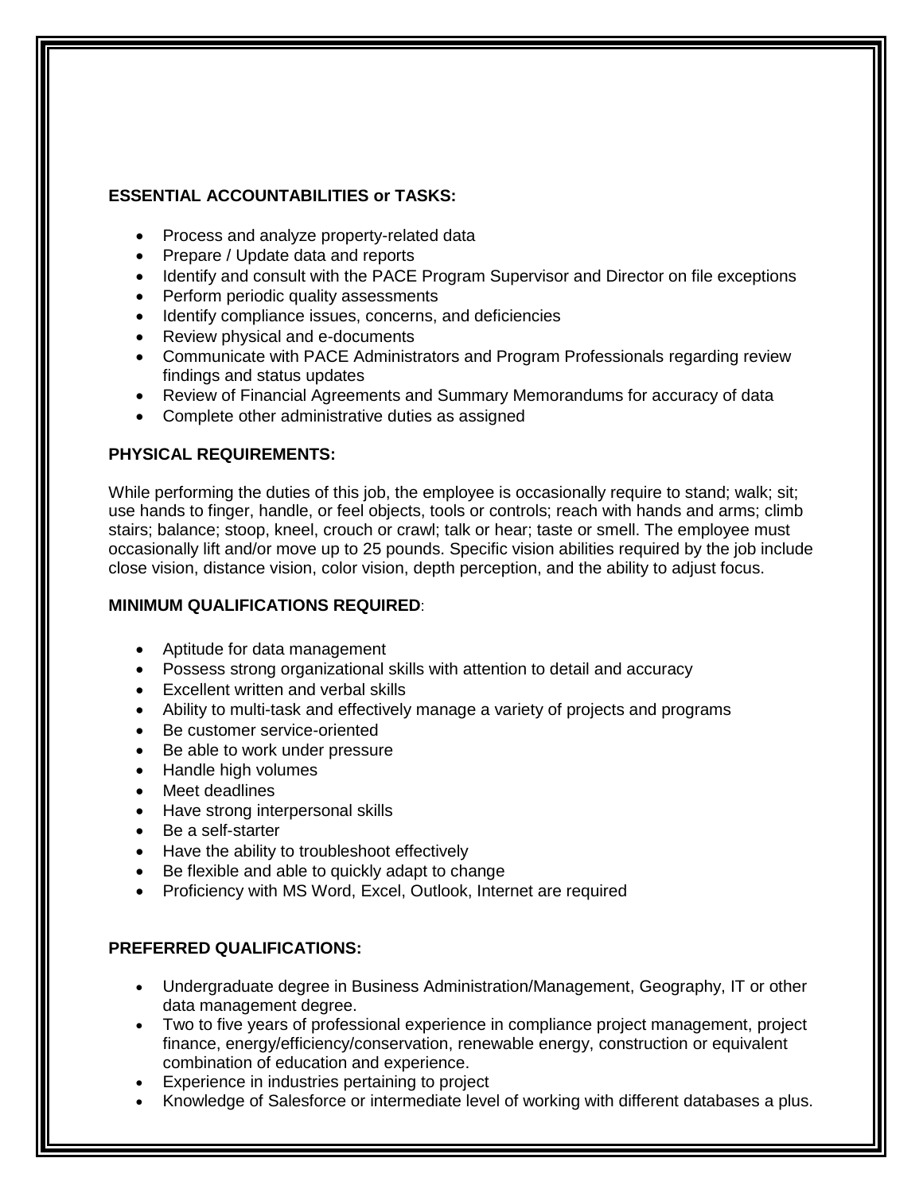**ESSENTIAL ACCOUNTABILITIES or TASKS:**

- Process and analyze property-related data
- Prepare / Update data and reports
- Identify and consult with the PACE Program Supervisor and Director on file exceptions
- Perform periodic quality assessments
- Identify compliance issues, concerns, and deficiencies
- Review physical and e-documents
- Communicate with PACE Administrators and Program Professionals regarding review findings and status updates
- Review of Financial Agreements and Summary Memorandums for accuracy of data
- Complete other administrative duties as assigned

**PHYSICAL REQUIREMENTS:**

While performing the duties of this job, the employee is occasionally require to stand; walk; sit; use hands to finger, handle, or feel objects, tools or controls; reach with hands and arms; climb stairs; balance; stoop, kneel, crouch or crawl; talk or hear; taste or smell. The employee must occasionally lift and/or move up to 25 pounds. Specific vision abilities required by the job include close vision, distance vision, color vision, depth perception, and the ability to adjust focus.

**MINIMUM QUALIFICATIONS REQUIRED**:

- Aptitude for data management
- Possess strong organizational skills with attention to detail and accuracy
- Excellent written and verbal skills
- Ability to multi-task and effectively manage a variety of projects and programs
- Be customer service-oriented
- Be able to work under pressure
- Handle high volumes
- Meet deadlines
- Have strong interpersonal skills
- Be a self-starter
- Have the ability to troubleshoot effectively
- Be flexible and able to quickly adapt to change
- Proficiency with MS Word, Excel, Outlook, Internet are required

**PREFERRED QUALIFICATIONS:**

- Undergraduate degree in Business Administration/Management, Geography, IT or other data management degree.
- Two to five years of professional experience in compliance project management, project finance, energy/efficiency/conservation, renewable energy, construction or equivalent combination of education and experience.
- Experience in industries pertaining to project
- Knowledge of Salesforce or intermediate level of working with different databases a plus.